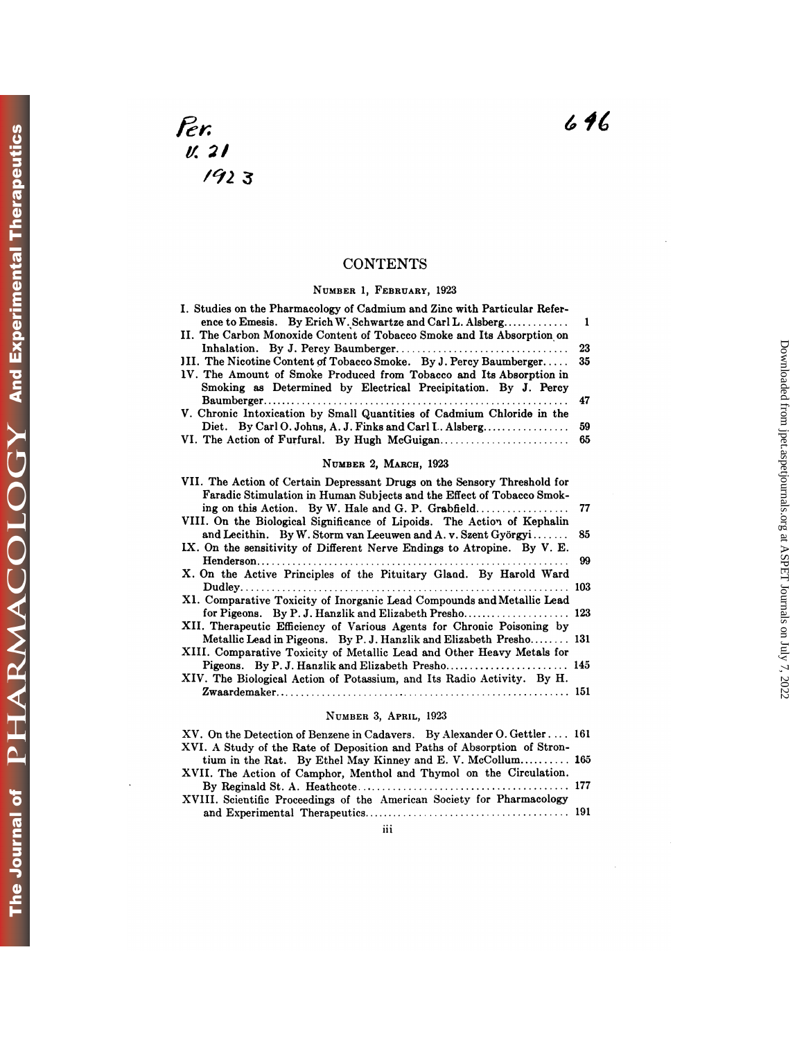Per.
v. 21
1923

646

# CONTENTS

## NUMBER 1, FEBRUARY, 1923

I. Studies on the Pharmacology of Cadmium and Zinc with Particular Reference to Emesis. By Erich W. Schwartze and Carl L. Alsberg ............ 1

II. The Carbon Monoxide Content of Tobacco Smoke and Its Absorption on Inhalation. By J. Percy Baumberger ............ 23

III. The Nicotine Content of Tobacco Smoke. By J. Percy Baumberger ............ 35

IV. The Amount of Smoke Produced from Tobacco and Its Absorption in Smoking as Determined by Electrical Precipitation. By J. Percy Baumberger ............ 47

V. Chronic Intoxication by Small Quantities of Cadmium Chloride in the Diet. By Carl O. Johns, A. J. Finks and Carl L. Alsberg ............ 59

VI. The Action of Furfural. By Hugh McGuigan ............ 65

## NUMBER 2, MARCH, 1923

VII. The Action of Certain Depressant Drugs on the Sensory Threshold for Faradic Stimulation in Human Subjects and the Effect of Tobacco Smoking on this Action. By W. Hale and G. P. Grabfield ............ 77

VIII. On the Biological Significance of Lipoids. The Action of Kephalin and Lecithin. By W. Storm van Leeuwen and A. v. Szent Györgyi ............ 85

IX. On the sensitivity of Different Nerve Endings to Atropine. By V. E. Henderson ............ 99

X. On the Active Principles of the Pituitary Gland. By Harold Ward Dudley ............ 103

XI. Comparative Toxicity of Inorganic Lead Compounds and Metallic Lead for Pigeons. By P. J. Hanzlik and Elizabeth Presho ............ 123

XII. Therapeutic Efficiency of Various Agents for Chronic Poisoning by Metallic Lead in Pigeons. By P. J. Hanzlik and Elizabeth Presho ............ 131

XIII. Comparative Toxicity of Metallic Lead and Other Heavy Metals for Pigeons. By P. J. Hanzlik and Elizabeth Presho ............ 145

XIV. The Biological Action of Potassium, and Its Radio Activity. By H. Zwaardemaker ............ 151

## NUMBER 3, APRIL, 1923

XV. On the Detection of Benzene in Cadavers. By Alexander O. Gettler ............ 161

XVI. A Study of the Rate of Deposition and Paths of Absorption of Strontium in the Rat. By Ethel May Kinney and E. V. McCollum ............ 165

XVII. The Action of Camphor, Menthol and Thymol on the Circulation. By Reginald St. A. Heathcote ............ 177

XVIII. Scientific Proceedings of the American Society for Pharmacology and Experimental Therapeutics ............ 191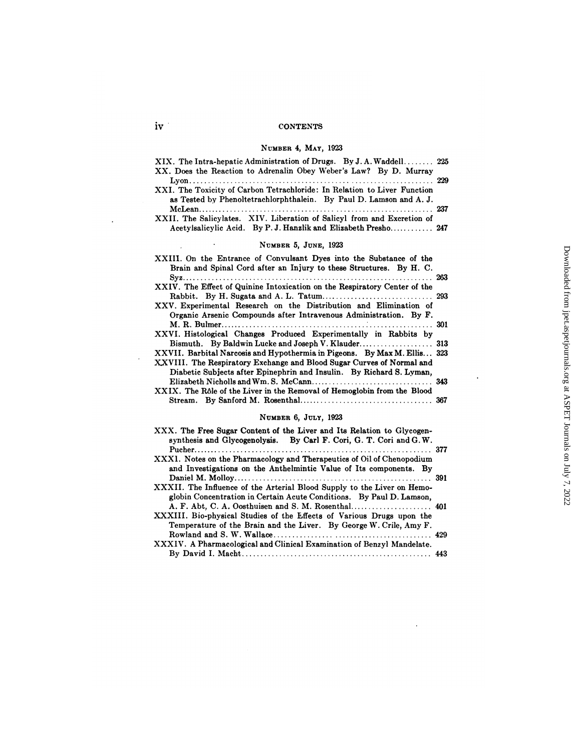## CONTENTS

### Number 4, May, 1923

XIX. The Intra-hepatic Administration of Drugs. By J. A. Waddell........ 225

XX. Does the Reaction to Adrenalin Obey Weber's Law? By D. Murray Lyon........ 229

XXI. The Toxicity of Carbon Tetrachloride: In Relation to Liver Function as Tested by Phenoltetrachlorphthalein. By Paul D. Lamson and A. J. McLean........ 237

XXII. The Salicylates. XIV. Liberation of Salicyl from and Excretion of Acetylsalicylic Acid. By P. J. Hanzlik and Elizabeth Presho........ 247

### Number 5, June, 1923

XXIII. On the Entrance of Convulsant Dyes into the Substance of the Brain and Spinal Cord after an Injury to these Structures. By H. C. Syz........ 263

XXIV. The Effect of Quinine Intoxication on the Respiratory Center of the Rabbit. By H. Sugata and A. L. Tatum........ 293

XXV. Experimental Research on the Distribution and Elimination of Organic Arsenic Compounds after Intravenous Administration. By F. M. R. Bulmer........ 301

XXVI. Histological Changes Produced Experimentally in Rabbits by Bismuth. By Baldwin Lucke and Joseph V. Klauder........ 313

XXVII. Barbital Narcosis and Hypothermia in Pigeons. By Max M. Ellis... 323

XXVIII. The Respiratory Exchange and Blood Sugar Curves of Normal and Diabetic Subjects after Epinephrin and Insulin. By Richard S. Lyman, Elizabeth Nicholls and Wm. S. McCann........ 343

XXIX. The Rôle of the Liver in the Removal of Hemoglobin from the Blood Stream. By Sanford M. Rosenthal........ 367

### Number 6, July, 1923

XXX. The Free Sugar Content of the Liver and Its Relation to Glycogen-synthesis and Glycogenolysis. By Carl F. Cori, G. T. Cori and G. W. Pucher........ 377

XXXI. Notes on the Pharmacology and Therapeutics of Oil of Chenopodium and Investigations on the Anthelmintic Value of Its components. By Daniel M. Molloy........ 391

XXXII. The Influence of the Arterial Blood Supply to the Liver on Hemoglobin Concentration in Certain Acute Conditions. By Paul D. Lamson, A. F. Abt, C. A. Oosthuisen and S. M. Rosenthal........ 401

XXXIII. Bio-physical Studies of the Effects of Various Drugs upon the Temperature of the Brain and the Liver. By George W. Crile, Amy F. Rowland and S. W. Wallace........ 429

XXXIV. A Pharmacological and Clinical Examination of Benzyl Mandelate. By David I. Macht........ 443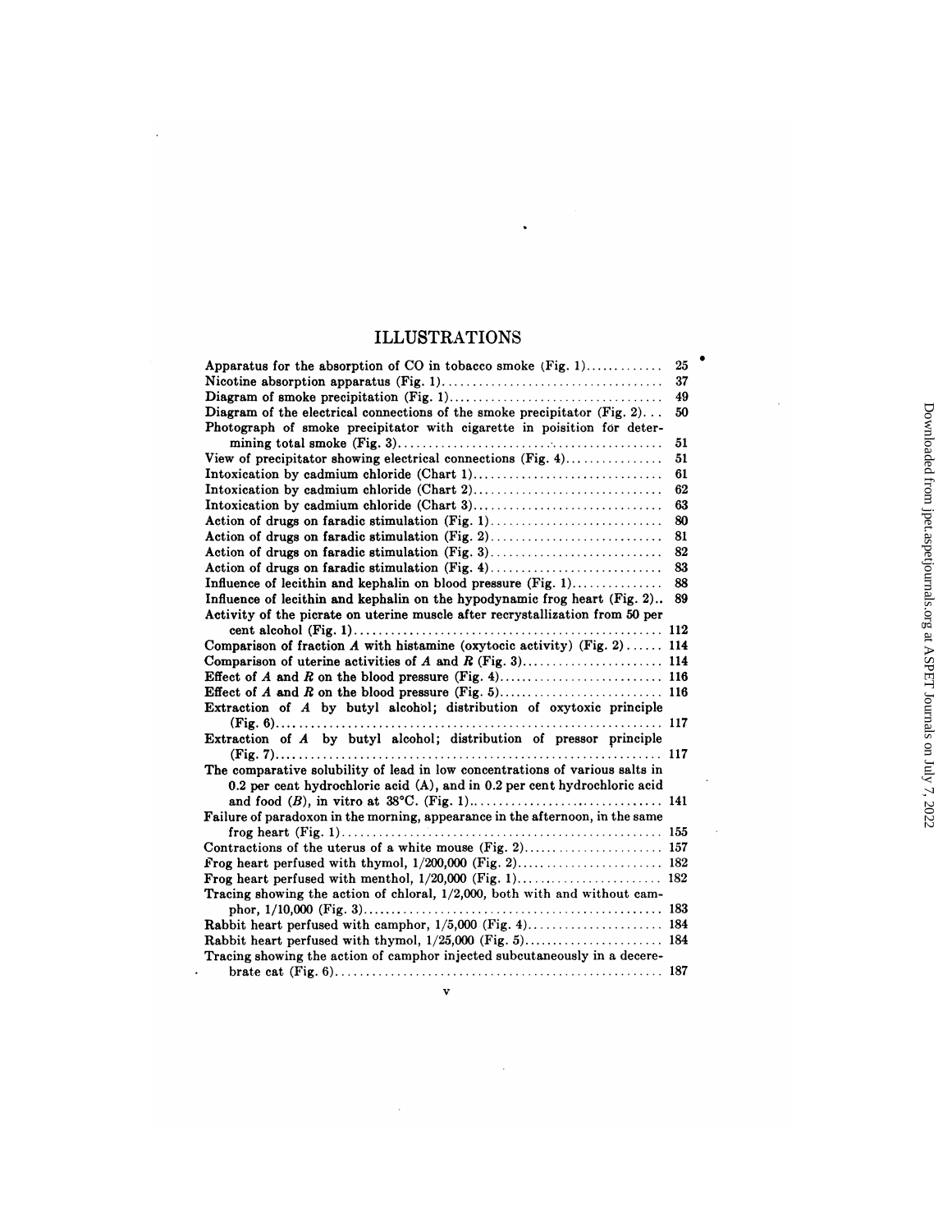# ILLUSTRATIONS

Apparatus for the absorption of CO in tobacco smoke (Fig. 1)............ 25
Nicotine absorption apparatus (Fig. 1).................................... 37
Diagram of smoke precipitation (Fig. 1)................................... 49
Diagram of the electrical connections of the smoke precipitator (Fig. 2)... 50
Photograph of smoke precipitator with cigarette in poisition for determining total smoke (Fig. 3)........................................ 51
View of precipitator showing electrical connections (Fig. 4)............... 51
Intoxication by cadmium chloride (Chart 1)................................ 61
Intoxication by cadmium chloride (Chart 2)................................ 62
Intoxication by cadmium chloride (Chart 3)................................ 63
Action of drugs on faradic stimulation (Fig. 1)........................... 80
Action of drugs on faradic stimulation (Fig. 2)........................... 81
Action of drugs on faradic stimulation (Fig. 3)........................... 82
Action of drugs on faradic stimulation (Fig. 4)........................... 83
Influence of lecithin and kephalin on blood pressure (Fig. 1).............. 88
Influence of lecithin and kephalin on the hypodynamic frog heart (Fig. 2).. 89
Activity of the picrate on uterine muscle after recrystallization from 50 per cent alcohol (Fig. 1).................................................. 112
Comparison of fraction *A* with histamine (oxytocic activity) (Fig. 2)...... 114
Comparison of uterine activities of *A* and *R* (Fig. 3)....................... 114
Effect of *A* and *R* on the blood pressure (Fig. 4)........................... 116
Effect of *A* and *R* on the blood pressure (Fig. 5)........................... 116
Extraction of *A* by butyl alcohol; distribution of oxytoxic principle (Fig. 6)............................................................... 117
Extraction of *A* by butyl alcohol; distribution of pressor principle (Fig. 7)............................................................... 117
The comparative solubility of lead in low concentrations of various salts in 0.2 per cent hydrochloric acid (*A*), and in 0.2 per cent hydrochloric acid and food (*B*), in vitro at 38°C. (Fig. 1)................................. 141
Failure of paradoxon in the morning, appearance in the afternoon, in the same frog heart (Fig. 1)................................................... 155
Contractions of the uterus of a white mouse (Fig. 2)....................... 157
Frog heart perfused with thymol, 1/200,000 (Fig. 2)........................ 182
Frog heart perfused with menthol, 1/20,000 (Fig. 1)........................ 182
Tracing showing the action of chloral, 1/2,000, both with and without camphor, 1/10,000 (Fig. 3)................................................ 183
Rabbit heart perfused with camphor, 1/5,000 (Fig. 4)....................... 184
Rabbit heart perfused with thymol, 1/25,000 (Fig. 5)....................... 184
Tracing showing the action of camphor injected subcutaneously in a decerebrate cat (Fig. 6).................................................... 187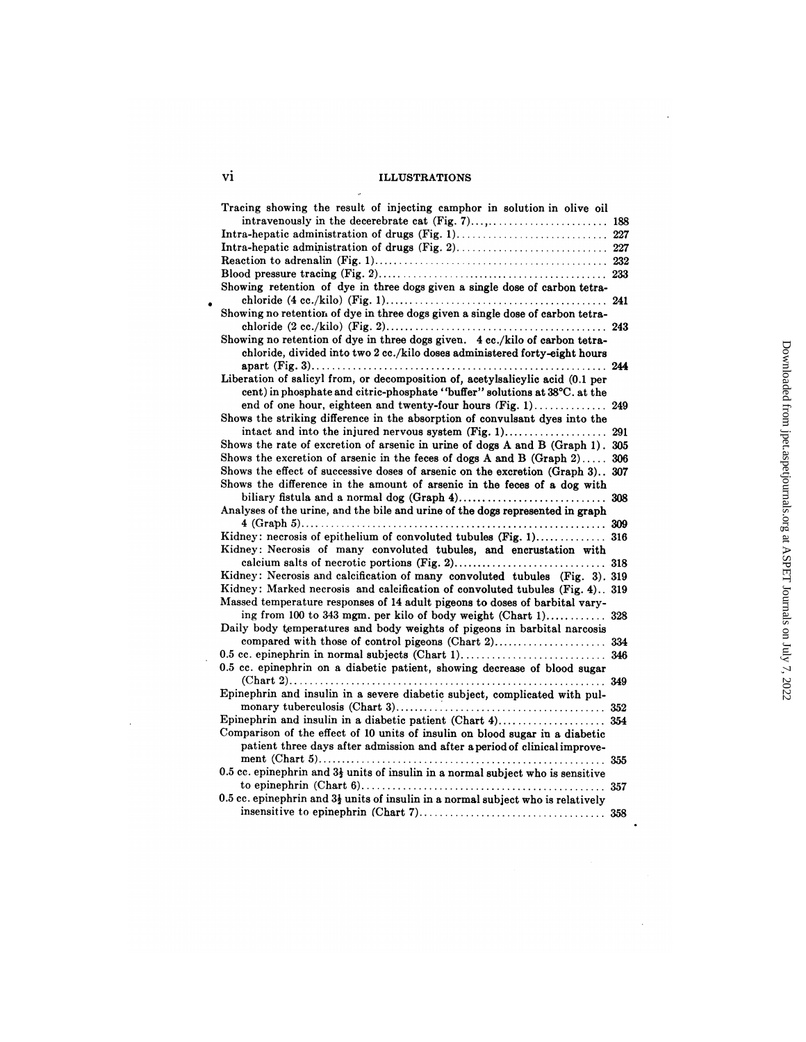## ILLUSTRATIONS

Tracing showing the result of injecting camphor in solution in olive oil intravenously in the decerebrate cat (Fig. 7).... 188

Intra-hepatic administration of drugs (Fig. 1).... 227

Intra-hepatic administration of drugs (Fig. 2).... 227

Reaction to adrenalin (Fig. 1).... 232

Blood pressure tracing (Fig. 2).... 233

Showing retention of dye in three dogs given a single dose of carbon tetrachloride (4 cc./kilo) (Fig. 1).... 241

Showing no retention of dye in three dogs given a single dose of carbon tetrachloride (2 cc./kilo) (Fig. 2).... 243

Showing no retention of dye in three dogs given. 4 cc./kilo of carbon tetrachloride, divided into two 2 cc./kilo doses administered forty-eight hours apart (Fig. 3).... 244

Liberation of salicyl from, or decomposition of, acetylsalicylic acid (0.1 per cent) in phosphate and citric-phosphate "buffer" solutions at 38°C. at the end of one hour, eighteen and twenty-four hours (Fig. 1).... 249

Shows the striking difference in the absorption of convulsant dyes into the intact and into the injured nervous system (Fig. 1).... 291

Shows the rate of excretion of arsenic in urine of dogs A and B (Graph 1). 305

Shows the excretion of arsenic in the feces of dogs A and B (Graph 2).... 306

Shows the effect of successive doses of arsenic on the excretion (Graph 3).. 307

Shows the difference in the amount of arsenic in the feces of a dog with biliary fistula and a normal dog (Graph 4).... 308

Analyses of the urine, and the bile and urine of the dogs represented in graph 4 (Graph 5).... 309

Kidney: necrosis of epithelium of convoluted tubules (Fig. 1).... 316

Kidney: Necrosis of many convoluted tubules, and encrustation with calcium salts of necrotic portions (Fig. 2).... 318

Kidney: Necrosis and calcification of many convoluted tubules (Fig. 3). 319

Kidney: Marked necrosis and calcification of convoluted tubules (Fig. 4).. 319

Massed temperature responses of 14 adult pigeons to doses of barbital varying from 100 to 343 mgm. per kilo of body weight (Chart 1).... 328

Daily body temperatures and body weights of pigeons in barbital narcosis compared with those of control pigeons (Chart 2).... 334

0.5 cc. epinephrin in normal subjects (Chart 1).... 346

0.5 cc. epinephrin on a diabetic patient, showing decrease of blood sugar (Chart 2).... 349

Epinephrin and insulin in a severe diabetic subject, complicated with pulmonary tuberculosis (Chart 3).... 352

Epinephrin and insulin in a diabetic patient (Chart 4).... 354

Comparison of the effect of 10 units of insulin on blood sugar in a diabetic patient three days after admission and after a period of clinical improvement (Chart 5).... 355

0.5 cc. epinephrin and 3½ units of insulin in a normal subject who is sensitive to epinephrin (Chart 6).... 357

0.5 cc. epinephrin and 3½ units of insulin in a normal subject who is relatively insensitive to epinephrin (Chart 7).... 358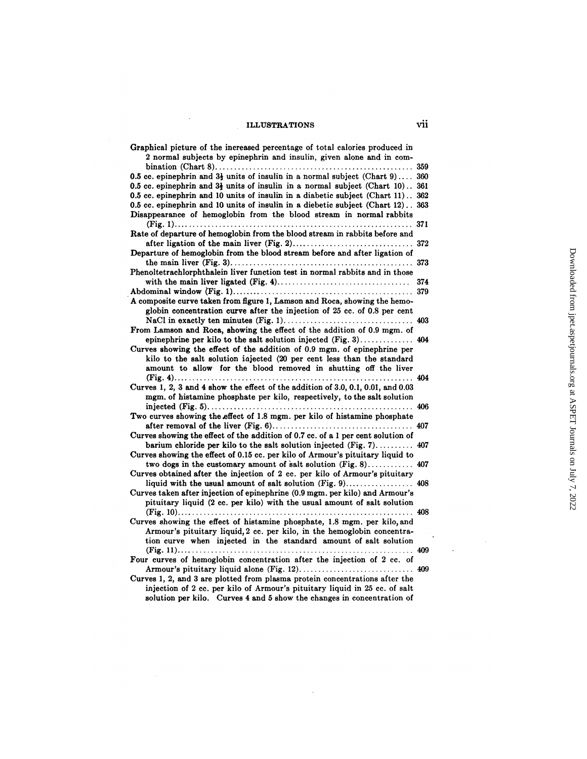## ILLUSTRATIONS

Graphical picture of the increased percentage of total calories produced in 2 normal subjects by epinephrin and insulin, given alone and in combination (Chart 8) .... 359

0.5 cc. epinephrin and 3½ units of insulin in a normal subject (Chart 9) .... 360

0.5 cc. epinephrin and 3½ units of insulin in a normal subject (Chart 10) .. 361

0.5 cc. epinephrin and 10 units of insulin in a diabetic subject (Chart 11) .. 362

0.5 cc. epinephrin and 10 units of insulin in a diebetic subject (Chart 12) .. 363

Disappearance of hemoglobin from the blood stream in normal rabbits (Fig. 1) .... 371

Rate of departure of hemoglobin from the blood stream in rabbits before and after ligation of the main liver (Fig. 2) .... 372

Departure of hemoglobin from the blood stream before and after ligation of the main liver (Fig. 3) .... 373

Phenoltetrachlorphthalein liver function test in normal rabbits and in those with the main liver ligated (Fig. 4) .... 374

Abdominal window (Fig. 1) .... 379

A composite curve taken from figure 1, Lamson and Roca, showing the hemoglobin concentration curve after the injection of 25 cc. of 0.8 per cent NaCl in exactly ten minutes (Fig. 1) .... 403

From Lamson and Roca, showing the effect of the addition of 0.9 mgm. of epinephrine per kilo to the salt solution injected (Fig. 3) .... 404

Curves showing the effect of the addition of 0.9 mgm. of epinephrine per kilo to the salt solution injected (20 per cent less than the standard amount to allow for the blood removed in shutting off the liver (Fig. 4) .... 404

Curves 1, 2, 3 and 4 show the effect of the addition of 3.0, 0.1, 0.01, and 0.03 mgm. of histamine phosphate per kilo, respectively, to the salt solution injected (Fig. 5) .... 406

Two curves showing the effect of 1.8 mgm. per kilo of histamine phosphate after removal of the liver (Fig. 6) .... 407

Curves showing the effect of the addition of 0.7 cc. of a 1 per cent solution of barium chloride per kilo to the salt solution injected (Fig. 7) .... 407

Curves showing the effect of 0.15 cc. per kilo of Armour's pituitary liquid to two dogs in the customary amount of salt solution (Fig. 8) .... 407

Curves obtained after the injection of 2 cc. per kilo of Armour's pituitary liquid with the usual amount of salt solution (Fig. 9) .... 408

Curves taken after injection of epinephrine (0.9 mgm. per kilo) and Armour's pituitary liquid (2 cc. per kilo) with the usual amount of salt solution (Fig. 10) .... 408

Curves showing the effect of histamine phosphate, 1.8 mgm. per kilo, and Armour's pituitary liquid, 2 cc. per kilo, in the hemoglobin concentration curve when injected in the standard amount of salt solution (Fig. 11) .... 409

Four curves of hemoglobin concentration after the injection of 2 cc. of Armour's pituitary liquid alone (Fig. 12) .... 409

Curves 1, 2, and 3 are plotted from plasma protein concentrations after the injection of 2 cc. per kilo of Armour's pituitary liquid in 25 cc. of salt solution per kilo. Curves 4 and 5 show the changes in concentration of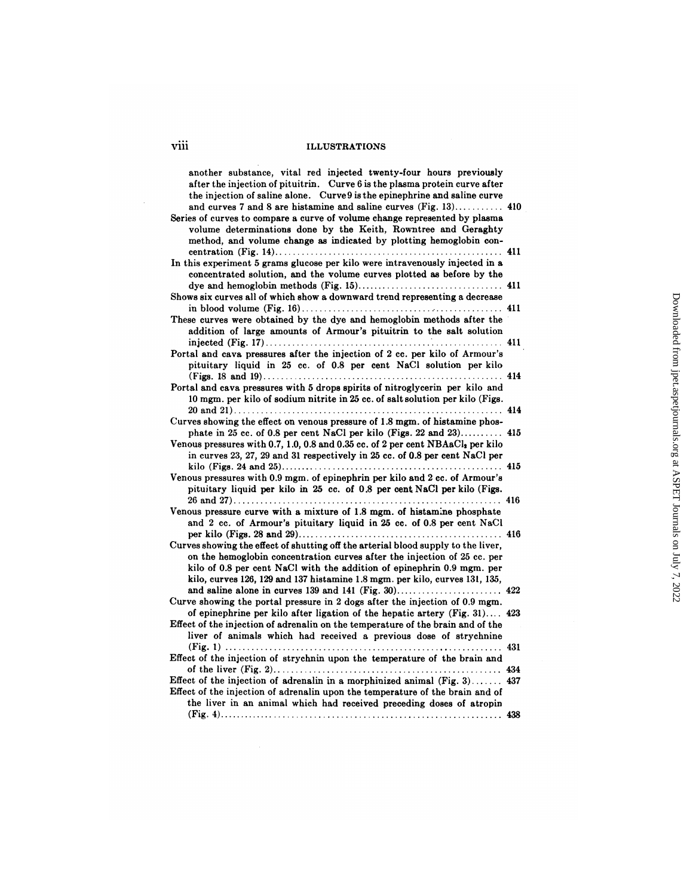another substance, vital red injected twenty-four hours previously after the injection of pituitrin. Curve 6 is the plasma protein curve after the injection of saline alone. Curve 9 is the epinephrine and saline curve and curves 7 and 8 are histamine and saline curves (Fig. 13)........... 410

Series of curves to compare a curve of volume change represented by plasma volume determinations done by the Keith, Rowntree and Geraghty method, and volume change as indicated by plotting hemoglobin concentration (Fig. 14)........................................................ 411

In this experiment 5 grams glucose per kilo were intravenously injected in a concentrated solution, and the volume curves plotted as before by the dye and hemoglobin methods (Fig. 15)................................. 411

Shows six curves all of which show a downward trend representing a decrease in blood volume (Fig. 16)................................................ 411

These curves were obtained by the dye and hemoglobin methods after the addition of large amounts of Armour's pituitrin to the salt solution injected (Fig. 17)........................................................ 411

Portal and cava pressures after the injection of 2 cc. per kilo of Armour's pituitary liquid in 25 cc. of 0.8 per cent NaCl solution per kilo (Figs. 18 and 19)...................................................... 414

Portal and cava pressures with 5 drops spirits of nitroglycerin per kilo and 10 mgm. per kilo of sodium nitrite in 25 cc. of salt solution per kilo (Figs. 20 and 21)........................................................... 414

Curves showing the effect on venous pressure of 1.8 mgm. of histamine phosphate in 25 cc. of 0.8 per cent NaCl per kilo (Figs. 22 and 23).......... 415

Venous pressures with 0.7, 1.0, 0.8 and 0.35 cc. of 2 per cent NBAaCl$_3$ per kilo in curves 23, 27, 29 and 31 respectively in 25 cc. of 0.8 per cent NaCl per kilo (Figs. 24 and 25)................................................. 415

Venous pressures with 0.9 mgm. of epinephrin per kilo and 2 cc. of Armour's pituitary liquid per kilo in 25 cc. of 0.8 per cent NaCl per kilo (Figs. 26 and 27)........................................................... 416

Venous pressure curve with a mixture of 1.8 mgm. of histamine phosphate and 2 cc. of Armour's pituitary liquid in 25 cc. of 0.8 per cent NaCl per kilo (Figs. 28 and 29)............................................. 416

Curves showing the effect of shutting off the arterial blood supply to the liver, on the hemoglobin concentration curves after the injection of 25 cc. per kilo of 0.8 per cent NaCl with the addition of epinephrin 0.9 mgm. per kilo, curves 126, 129 and 137 histamine 1.8 mgm. per kilo, curves 131, 135, and saline alone in curves 139 and 141 (Fig. 30)........................ 422

Curve showing the portal pressure in 2 dogs after the injection of 0.9 mgm. of epinephrine per kilo after ligation of the hepatic artery (Fig. 31).... 423

Effect of the injection of adrenalin on the temperature of the brain and of the liver of animals which had received a previous dose of strychnine (Fig. 1) .............................................................. 431

Effect of the injection of strychnin upon the temperature of the brain and of the liver (Fig. 2).................................................. 434

Effect of the injection of adrenalin in a morphinized animal (Fig. 3)....... 437

Effect of the injection of adrenalin upon the temperature of the brain and of the liver in an animal which had received preceding doses of atropin (Fig. 4)............................................................... 438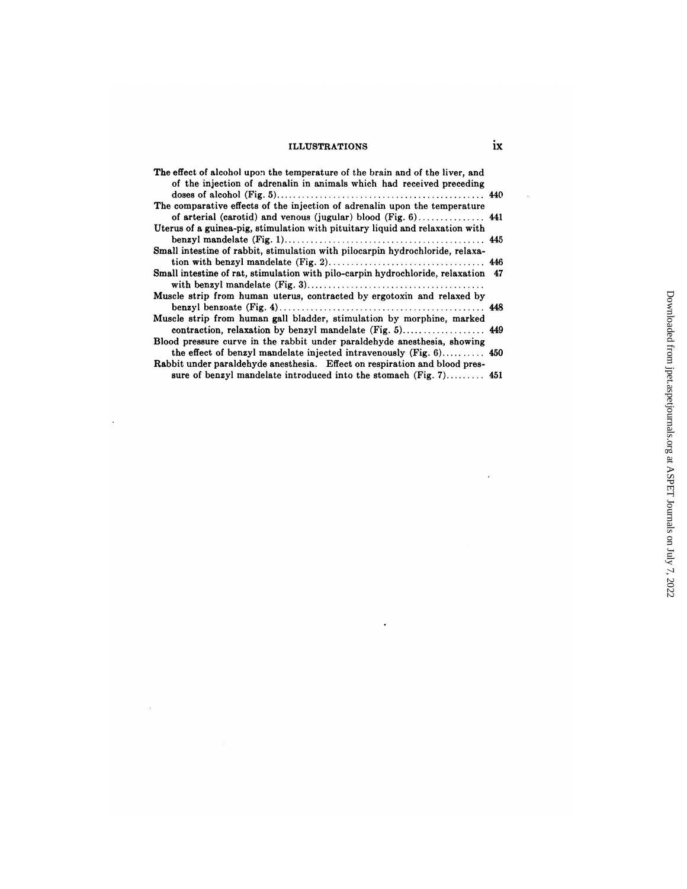The effect of alcohol upon the temperature of the brain and of the liver, and of the injection of adrenalin in animals which had received preceding doses of alcohol (Fig. 5)............................................... 440

The comparative effects of the injection of adrenalin upon the temperature of arterial (carotid) and venous (jugular) blood (Fig. 6)............... 441

Uterus of a guinea-pig, stimulation with pituitary liquid and relaxation with benzyl mandelate (Fig. 1)............................................. 445

Small intestine of rabbit, stimulation with pilocarpin hydrochloride, relaxation with benzyl mandelate (Fig. 2)................................... 446

Small intestine of rat, stimulation with pilo-carpin hydrochloride, relaxation 47 with benzyl mandelate (Fig. 3)........................................

Muscle strip from human uterus, contracted by ergotoxin and relaxed by benzyl benzoate (Fig. 4)............................................. 448

Muscle strip from human gall bladder, stimulation by morphine, marked contraction, relaxation by benzyl mandelate (Fig. 5)................... 449

Blood pressure curve in the rabbit under paraldehyde anesthesia, showing the effect of benzyl mandelate injected intravenously (Fig. 6).......... 450

Rabbit under paraldehyde anesthesia. Effect on respiration and blood pressure of benzyl mandelate introduced into the stomach (Fig. 7)......... 451